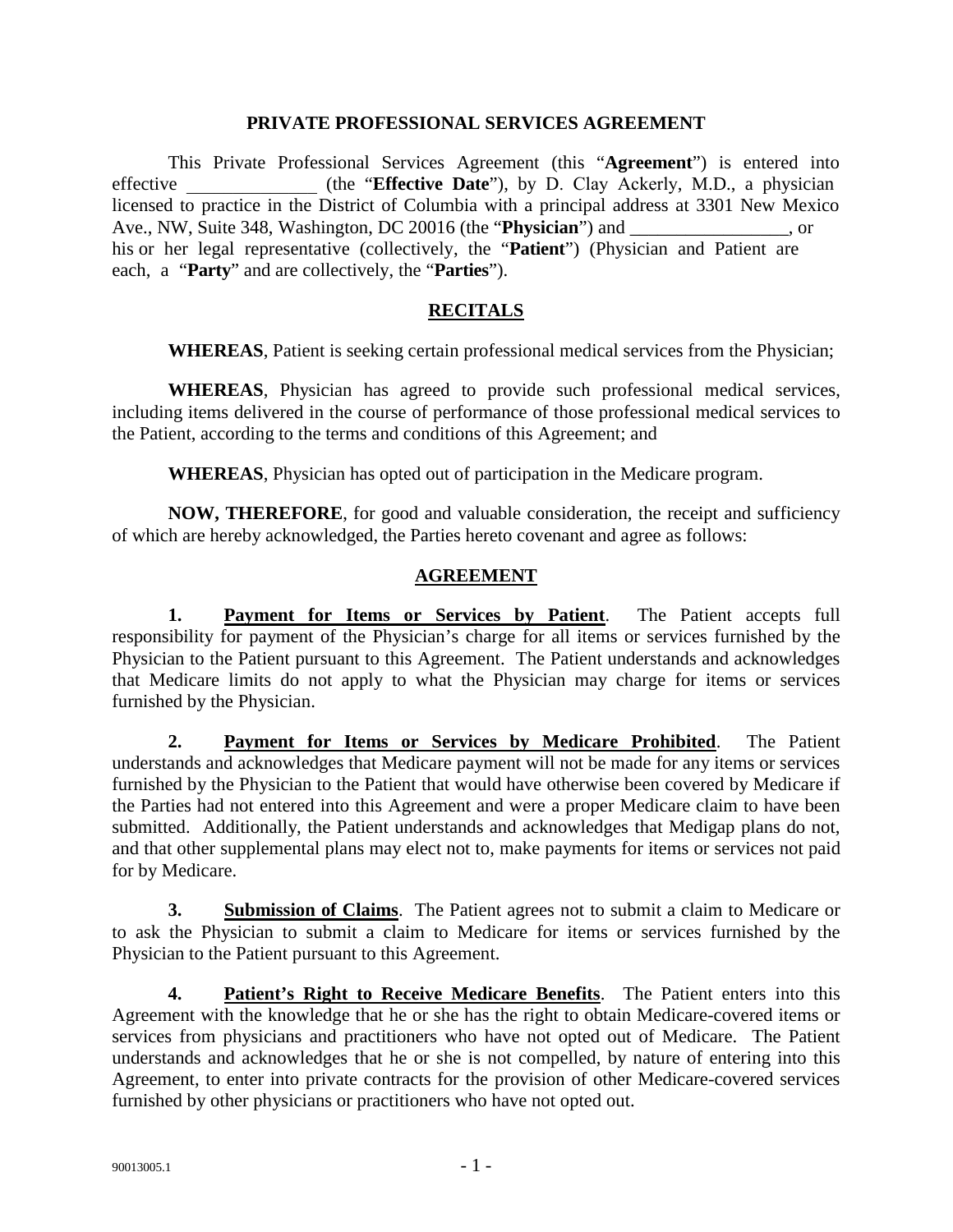# PRIVATE PROFESSIONAL SERVICES AGREEMENT

This Private Professional Services Agreement (this "**Agreement**") is entered into effective ______________ (the "**Effective Date**"), by D. Clay Ackerly, M.D., a physician licensed to practice in the District of Columbia with a principal address at 3301 New Mexico Ave., NW, Suite 348, Washington, DC 20016 (the "**Physician**") and _________________, or his or her legal representative (collectively, the "**Patient**") (Physician and Patient are each, a "**Party**" and are collectively, the "**Parties**").

## RECITALS

**WHEREAS**, Patient is seeking certain professional medical services from the Physician;

**WHEREAS**, Physician has agreed to provide such professional medical services, including items delivered in the course of performance of those professional medical services to the Patient, according to the terms and conditions of this Agreement; and

**WHEREAS**, Physician has opted out of participation in the Medicare program.

**NOW, THEREFORE**, for good and valuable consideration, the receipt and sufficiency of which are hereby acknowledged, the Parties hereto covenant and agree as follows:

## AGREEMENT

**1. Payment for Items or Services by Patient**. The Patient accepts full responsibility for payment of the Physician's charge for all items or services furnished by the Physician to the Patient pursuant to this Agreement. The Patient understands and acknowledges that Medicare limits do not apply to what the Physician may charge for items or services furnished by the Physician.

**2. Payment for Items or Services by Medicare Prohibited**. The Patient understands and acknowledges that Medicare payment will not be made for any items or services furnished by the Physician to the Patient that would have otherwise been covered by Medicare if the Parties had not entered into this Agreement and were a proper Medicare claim to have been submitted. Additionally, the Patient understands and acknowledges that Medigap plans do not, and that other supplemental plans may elect not to, make payments for items or services not paid for by Medicare.

**3. Submission of Claims**. The Patient agrees not to submit a claim to Medicare or to ask the Physician to submit a claim to Medicare for items or services furnished by the Physician to the Patient pursuant to this Agreement.

**4. Patient's Right to Receive Medicare Benefits**. The Patient enters into this Agreement with the knowledge that he or she has the right to obtain Medicare-covered items or services from physicians and practitioners who have not opted out of Medicare. The Patient understands and acknowledges that he or she is not compelled, by nature of entering into this Agreement, to enter into private contracts for the provision of other Medicare-covered services furnished by other physicians or practitioners who have not opted out.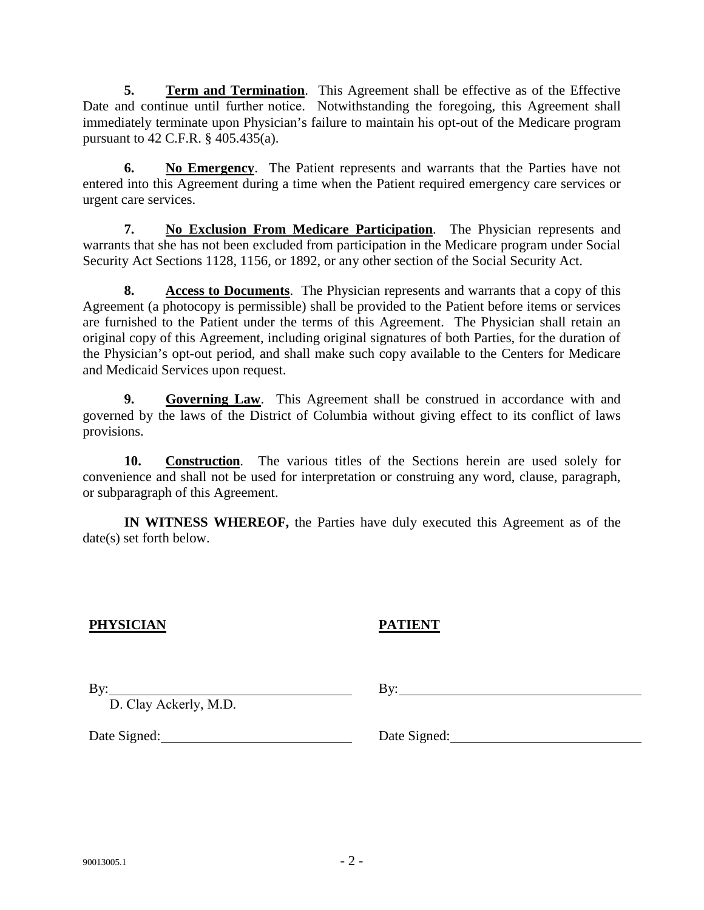**5.** **Term and Termination**. This Agreement shall be effective as of the Effective Date and continue until further notice. Notwithstanding the foregoing, this Agreement shall immediately terminate upon Physician's failure to maintain his opt-out of the Medicare program pursuant to 42 C.F.R. § 405.435(a).

**6.** **No Emergency**. The Patient represents and warrants that the Parties have not entered into this Agreement during a time when the Patient required emergency care services or urgent care services.

**7.** **No Exclusion From Medicare Participation**. The Physician represents and warrants that she has not been excluded from participation in the Medicare program under Social Security Act Sections 1128, 1156, or 1892, or any other section of the Social Security Act.

**8.** **Access to Documents**. The Physician represents and warrants that a copy of this Agreement (a photocopy is permissible) shall be provided to the Patient before items or services are furnished to the Patient under the terms of this Agreement. The Physician shall retain an original copy of this Agreement, including original signatures of both Parties, for the duration of the Physician's opt-out period, and shall make such copy available to the Centers for Medicare and Medicaid Services upon request.

**9.** **Governing Law**. This Agreement shall be construed in accordance with and governed by the laws of the District of Columbia without giving effect to its conflict of laws provisions.

**10.** **Construction**. The various titles of the Sections herein are used solely for convenience and shall not be used for interpretation or construing any word, clause, paragraph, or subparagraph of this Agreement.

**IN WITNESS WHEREOF,** the Parties have duly executed this Agreement as of the date(s) set forth below.

**PHYSICIAN**

By: ______________________________

D. Clay Ackerly, M.D.

Date Signed: ______________________

**PATIENT**

By: ______________________________

Date Signed: ______________________

90013005.1